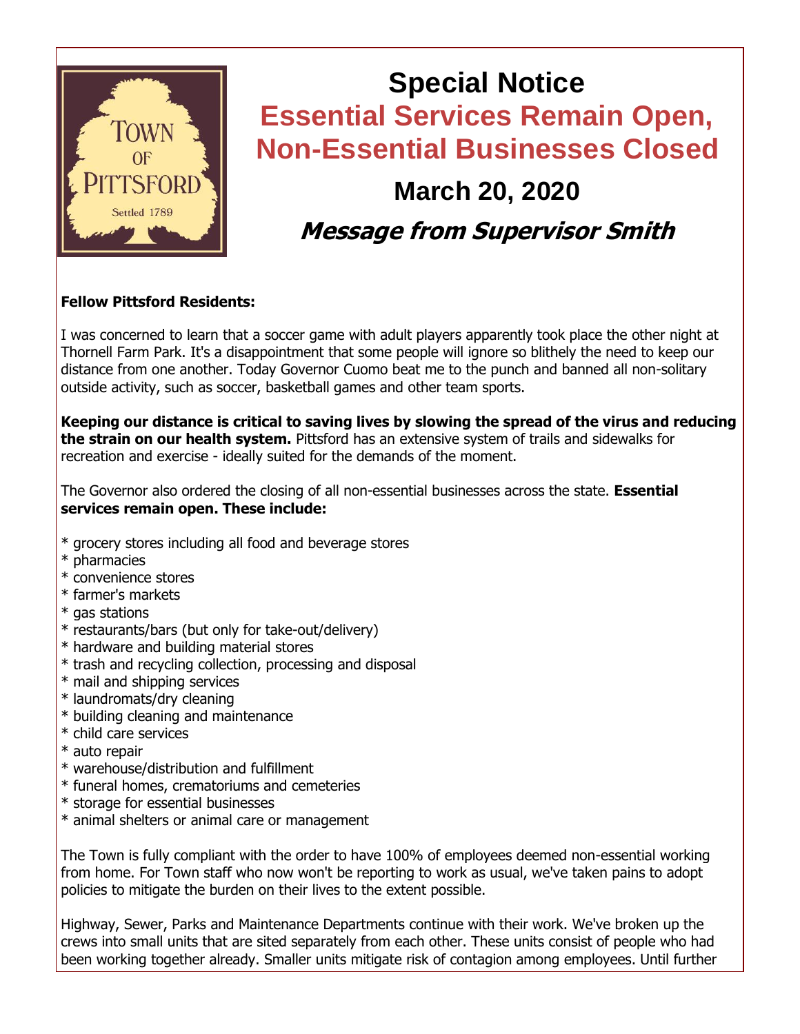# Special Notice

## Essential Services Remain Open, Non-Essential Businesses Closed

## March 20, 2020

### *Message from Supervisor Smith*

**Fellow Pittsford Residents:**

I was concerned to learn that a soccer game with adult players apparently took place the other night at Thornell Farm Park. It's a disappointment that some people will ignore so blithely the need to keep our distance from one another. Today Governor Cuomo beat me to the punch and banned all non-solitary outside activity, such as soccer, basketball games and other team sports.

**Keeping our distance is critical to saving lives by slowing the spread of the virus and reducing the strain on our health system.** Pittsford has an extensive system of trails and sidewalks for recreation and exercise - ideally suited for the demands of the moment.

The Governor also ordered the closing of all non-essential businesses across the state. **Essential services remain open. These include:**

* grocery stores including all food and beverage stores
* pharmacies
* convenience stores
* farmer's markets
* gas stations
* restaurants/bars (but only for take-out/delivery)
* hardware and building material stores
* trash and recycling collection, processing and disposal
* mail and shipping services
* laundromats/dry cleaning
* building cleaning and maintenance
* child care services
* auto repair
* warehouse/distribution and fulfillment
* funeral homes, crematoriums and cemeteries
* storage for essential businesses
* animal shelters or animal care or management

The Town is fully compliant with the order to have 100% of employees deemed non-essential working from home. For Town staff who now won't be reporting to work as usual, we've taken pains to adopt policies to mitigate the burden on their lives to the extent possible.

Highway, Sewer, Parks and Maintenance Departments continue with their work. We've broken up the crews into small units that are sited separately from each other. These units consist of people who had been working together already. Smaller units mitigate risk of contagion among employees. Until further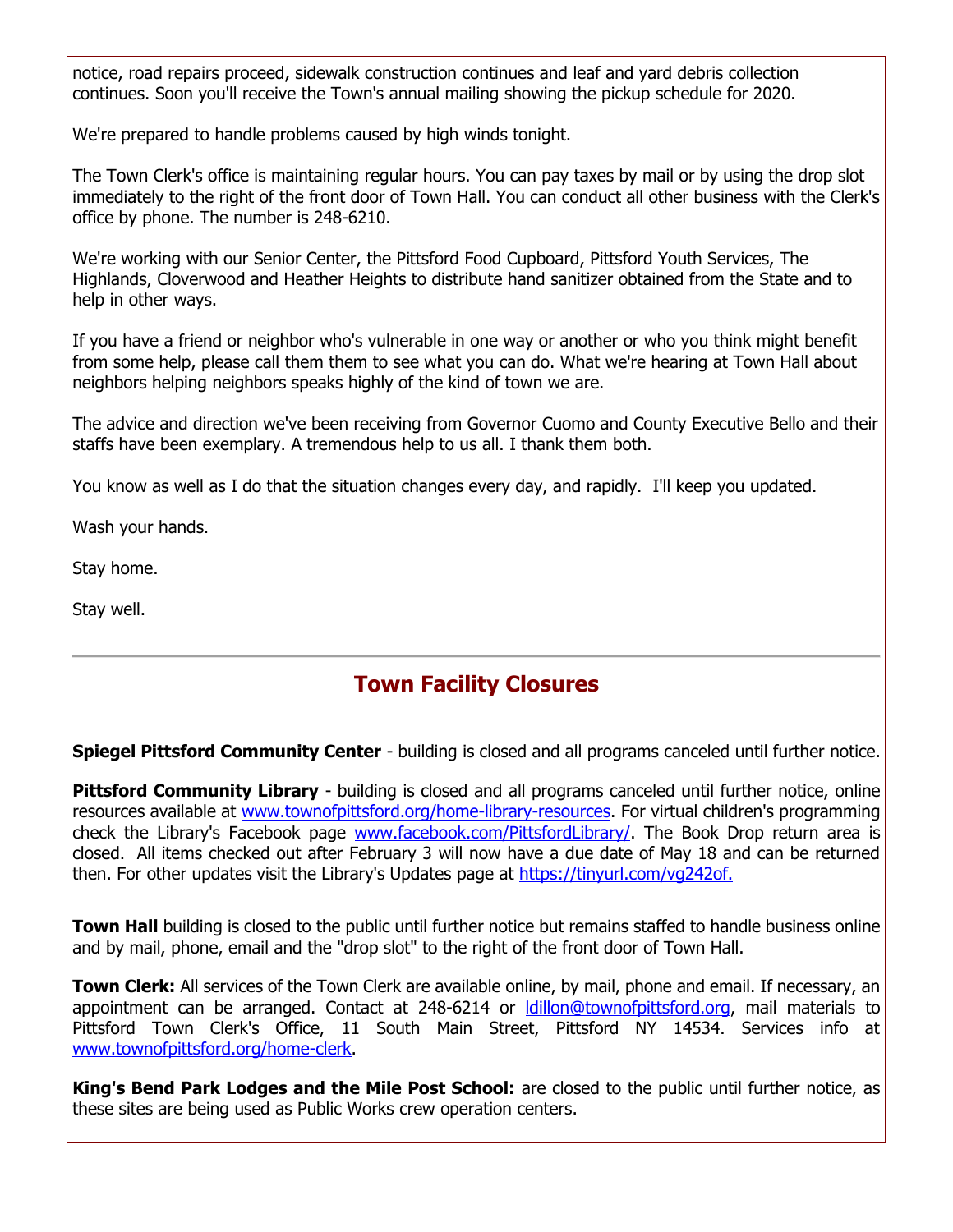notice, road repairs proceed, sidewalk construction continues and leaf and yard debris collection continues. Soon you'll receive the Town's annual mailing showing the pickup schedule for 2020.

We're prepared to handle problems caused by high winds tonight.

The Town Clerk's office is maintaining regular hours. You can pay taxes by mail or by using the drop slot immediately to the right of the front door of Town Hall. You can conduct all other business with the Clerk's office by phone. The number is 248-6210.

We're working with our Senior Center, the Pittsford Food Cupboard, Pittsford Youth Services, The Highlands, Cloverwood and Heather Heights to distribute hand sanitizer obtained from the State and to help in other ways.

If you have a friend or neighbor who's vulnerable in one way or another or who you think might benefit from some help, please call them them to see what you can do. What we're hearing at Town Hall about neighbors helping neighbors speaks highly of the kind of town we are.

The advice and direction we've been receiving from Governor Cuomo and County Executive Bello and their staffs have been exemplary. A tremendous help to us all. I thank them both.

You know as well as I do that the situation changes every day, and rapidly. I'll keep you updated.

Wash your hands.

Stay home.

Stay well.

---

## Town Facility Closures

**Spiegel Pittsford Community Center** - building is closed and all programs canceled until further notice.

**Pittsford Community Library** - building is closed and all programs canceled until further notice, online resources available at www.townofpittsford.org/home-library-resources. For virtual children's programming check the Library's Facebook page www.facebook.com/PittsfordLibrary/. The Book Drop return area is closed. All items checked out after February 3 will now have a due date of May 18 and can be returned then. For other updates visit the Library's Updates page at https://tinyurl.com/vg242of.

**Town Hall** building is closed to the public until further notice but remains staffed to handle business online and by mail, phone, email and the "drop slot" to the right of the front door of Town Hall.

**Town Clerk:** All services of the Town Clerk are available online, by mail, phone and email. If necessary, an appointment can be arranged. Contact at 248-6214 or ldillon@townofpittsford.org, mail materials to Pittsford Town Clerk's Office, 11 South Main Street, Pittsford NY 14534. Services info at www.townofpittsford.org/home-clerk.

**King's Bend Park Lodges and the Mile Post School:** are closed to the public until further notice, as these sites are being used as Public Works crew operation centers.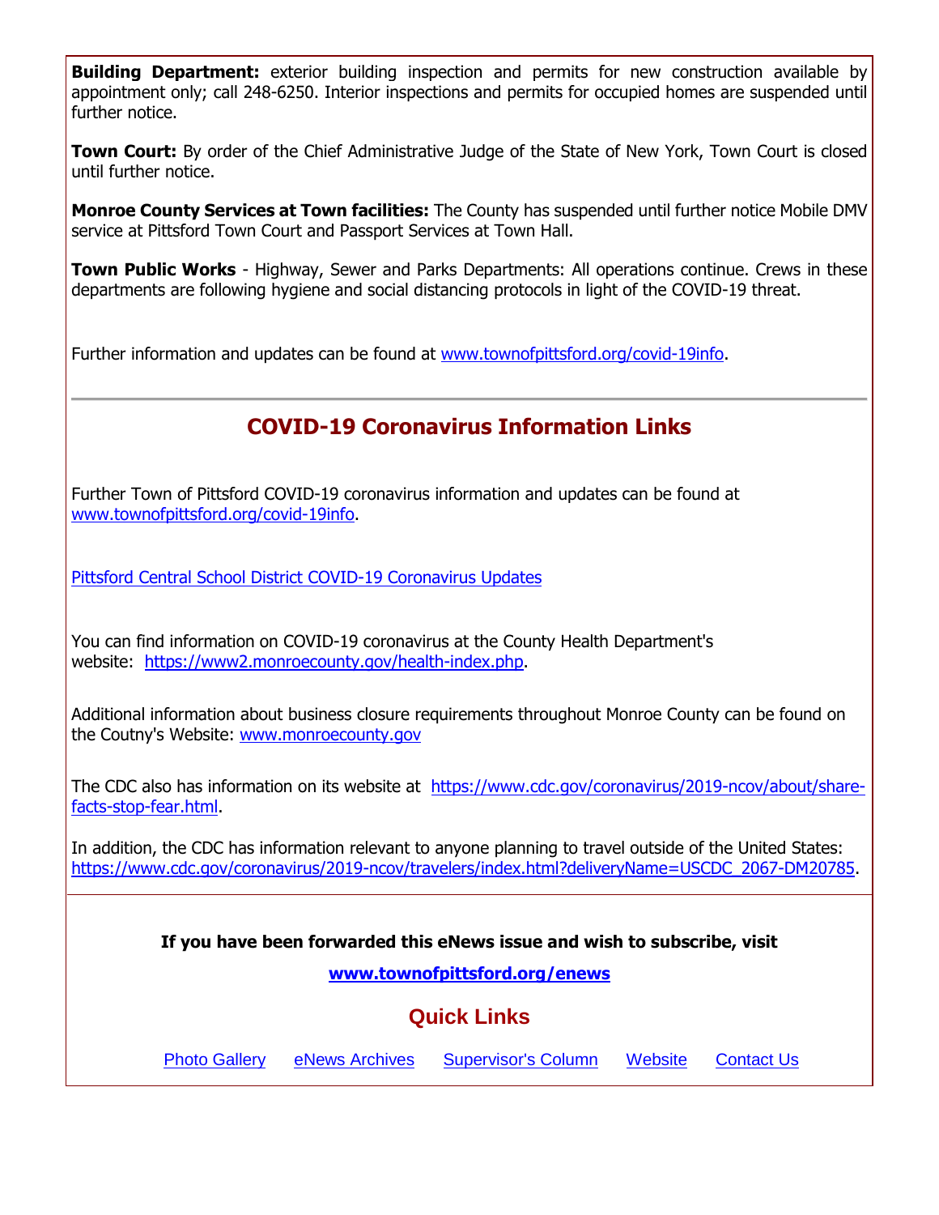**Building Department:** exterior building inspection and permits for new construction available by appointment only; call 248-6250. Interior inspections and permits for occupied homes are suspended until further notice.

**Town Court:** By order of the Chief Administrative Judge of the State of New York, Town Court is closed until further notice.

**Monroe County Services at Town facilities:** The County has suspended until further notice Mobile DMV service at Pittsford Town Court and Passport Services at Town Hall.

**Town Public Works** - Highway, Sewer and Parks Departments: All operations continue. Crews in these departments are following hygiene and social distancing protocols in light of the COVID-19 threat.

Further information and updates can be found at [www.townofpittsford.org/covid-19info](www.townofpittsford.org/covid-19info).

---

## COVID-19 Coronavirus Information Links

Further Town of Pittsford COVID-19 coronavirus information and updates can be found at [www.townofpittsford.org/covid-19info](www.townofpittsford.org/covid-19info).

Pittsford Central School District COVID-19 Coronavirus Updates

You can find information on COVID-19 coronavirus at the County Health Department's website: [https://www2.monroecounty.gov/health-index.php](https://www2.monroecounty.gov/health-index.php).

Additional information about business closure requirements throughout Monroe County can be found on the Coutny's Website: [www.monroecounty.gov](www.monroecounty.gov)

The CDC also has information on its website at [https://www.cdc.gov/coronavirus/2019-ncov/about/share-facts-stop-fear.html](https://www.cdc.gov/coronavirus/2019-ncov/about/share-facts-stop-fear.html).

In addition, the CDC has information relevant to anyone planning to travel outside of the United States: [https://www.cdc.gov/coronavirus/2019-ncov/travelers/index.html?deliveryName=USCDC_2067-DM20785](https://www.cdc.gov/coronavirus/2019-ncov/travelers/index.html?deliveryName=USCDC_2067-DM20785).

---

**If you have been forwarded this eNews issue and wish to subscribe, visit**

**[www.townofpittsford.org/enews](www.townofpittsford.org/enews)**

## Quick Links

Photo Gallery | eNews Archives | Supervisor's Column | Website | Contact Us